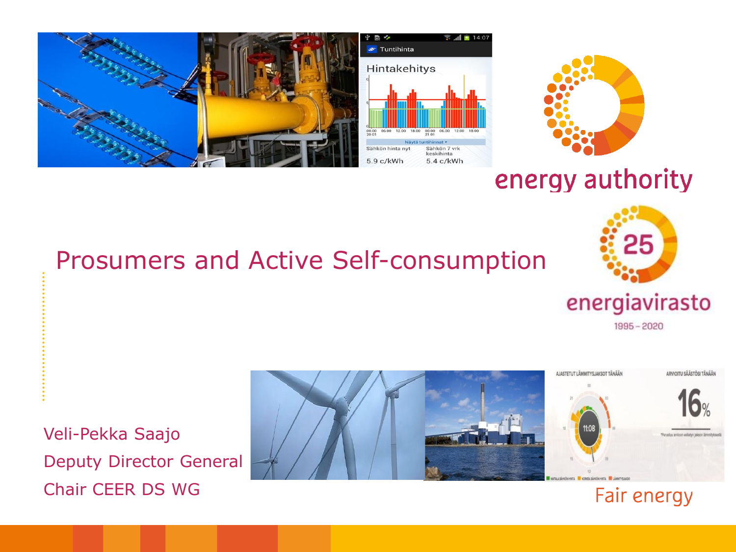energy authority

# Prosumers and Active Self-consumption

energiavirasto
1995 – 2020

Veli-Pekka Saajo
Deputy Director General
Chair CEER DS WG

Fair energy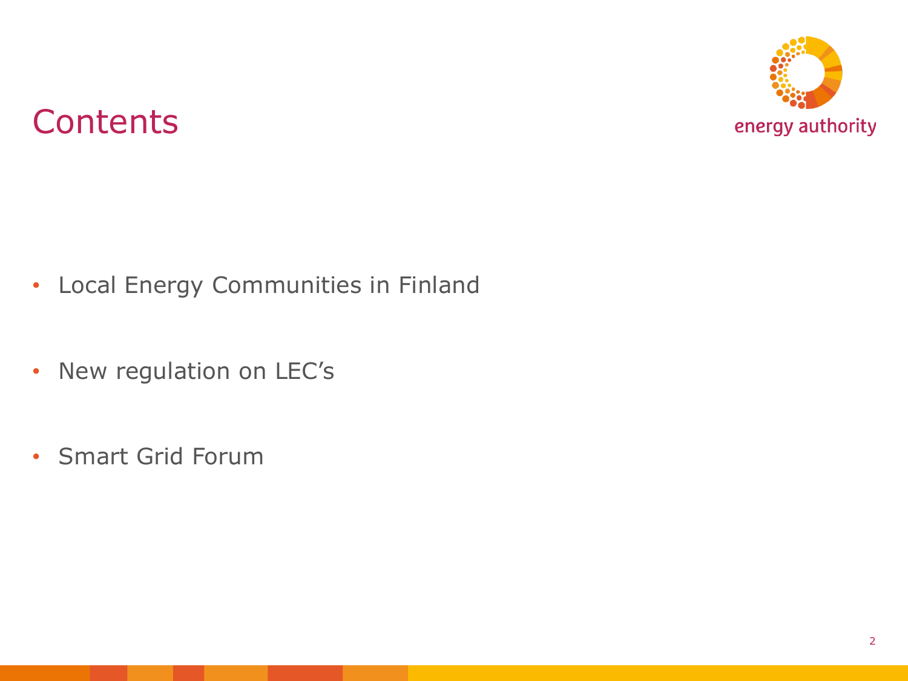# Contents

- Local Energy Communities in Finland
- New regulation on LEC's
- Smart Grid Forum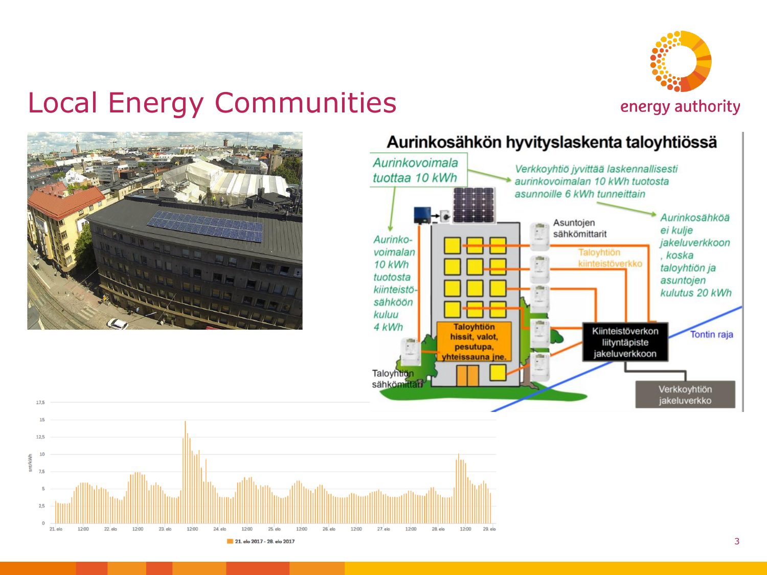# Local Energy Communities

## Aurinkosähkön hyvityslaskenta taloyhtiössä

Aurinkovoimala tuottaa 10 kWh

Verkkoyhtiö jyvittää laskennallisesti aurinkovoimalan 10 kWh tuotosta asunnoille 6 kWh tunneittain

Aurinkovoimalan 10 kWh tuotosta kiinteistösähköön kuluu 4 kWh

Asuntojen sähkömittarit

Taloyhtiön kiinteistöverkko

Aurinkosähköä ei kulje jakeluverkkoon, koska taloyhtiön ja asuntojen kulutus 20 kWh

Taloyhtiön hissit, valot, pesutupa, yhteissauna jne.

Kiinteistöverkon liityntäpiste jakeluverkkoon

Tontin raja

Taloyhtiön sähkömittari

Verkkoyhtiön jakeluverkko

snt/kWh

21. elo 2017 - 28. elo 2017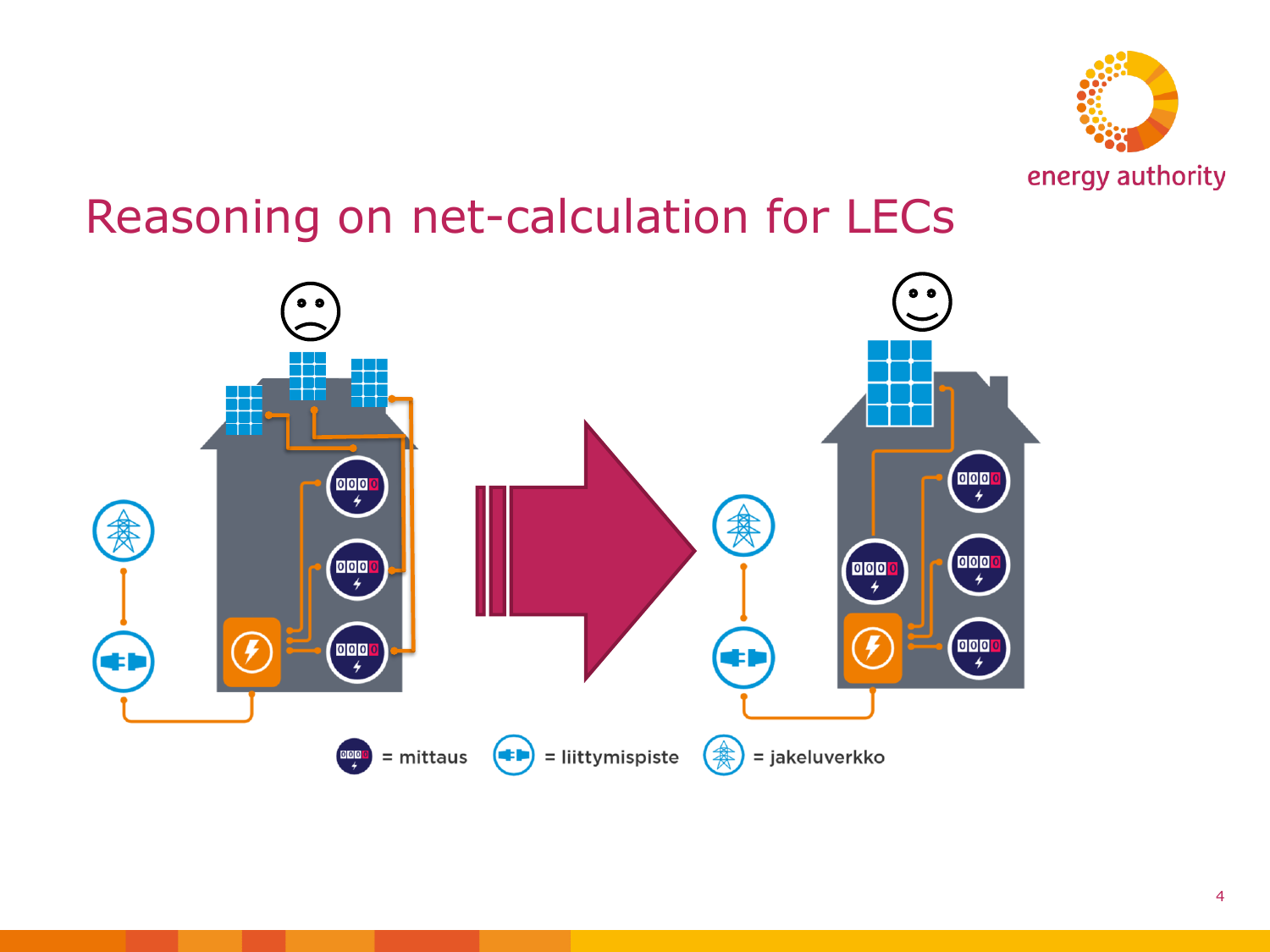# Reasoning on net-calculation for LECs

= mittaus = liittymispiste = jakeluverkko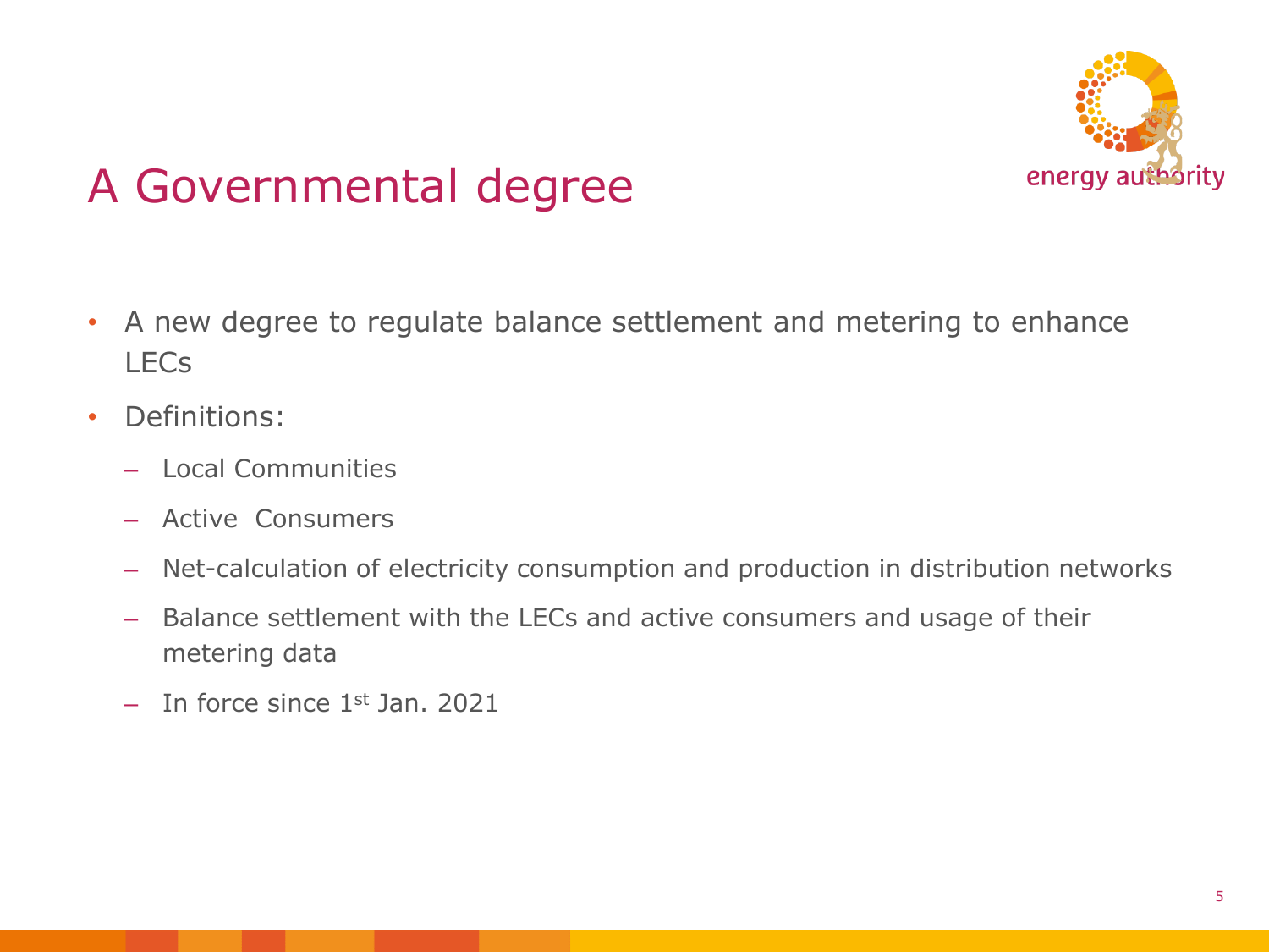# A Governmental degree

- A new degree to regulate balance settlement and metering to enhance LECs
- Definitions:
  - Local Communities
  - Active  Consumers
  - Net-calculation of electricity consumption and production in distribution networks
  - Balance settlement with the LECs and active consumers and usage of their metering data
  - In force since 1st Jan. 2021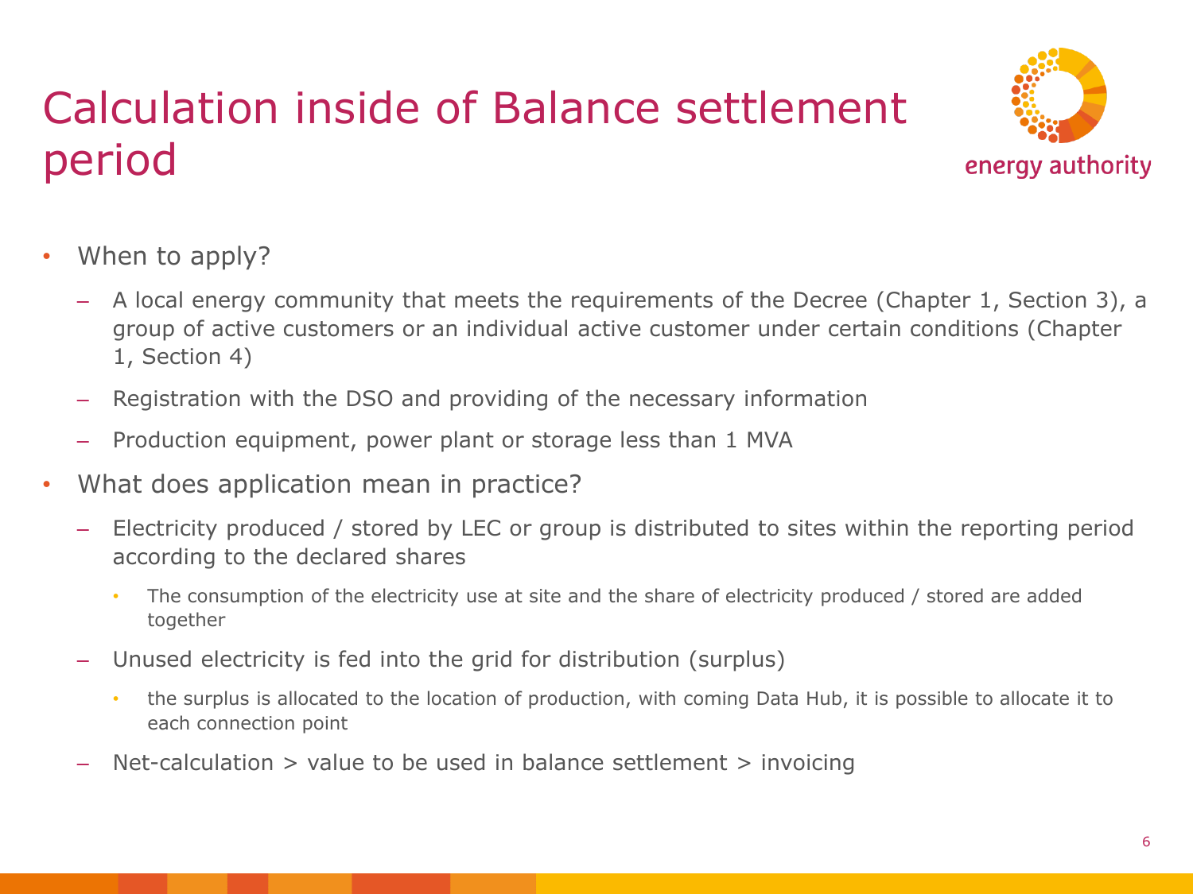# Calculation inside of Balance settlement period

- When to apply?
  - A local energy community that meets the requirements of the Decree (Chapter 1, Section 3), a group of active customers or an individual active customer under certain conditions (Chapter 1, Section 4)
  - Registration with the DSO and providing of the necessary information
  - Production equipment, power plant or storage less than 1 MVA
- What does application mean in practice?
  - Electricity produced / stored by LEC or group is distributed to sites within the reporting period according to the declared shares
    - The consumption of the electricity use at site and the share of electricity produced / stored are added together
  - Unused electricity is fed into the grid for distribution (surplus)
    - the surplus is allocated to the location of production, with coming Data Hub, it is possible to allocate it to each connection point
  - Net-calculation > value to be used in balance settlement > invoicing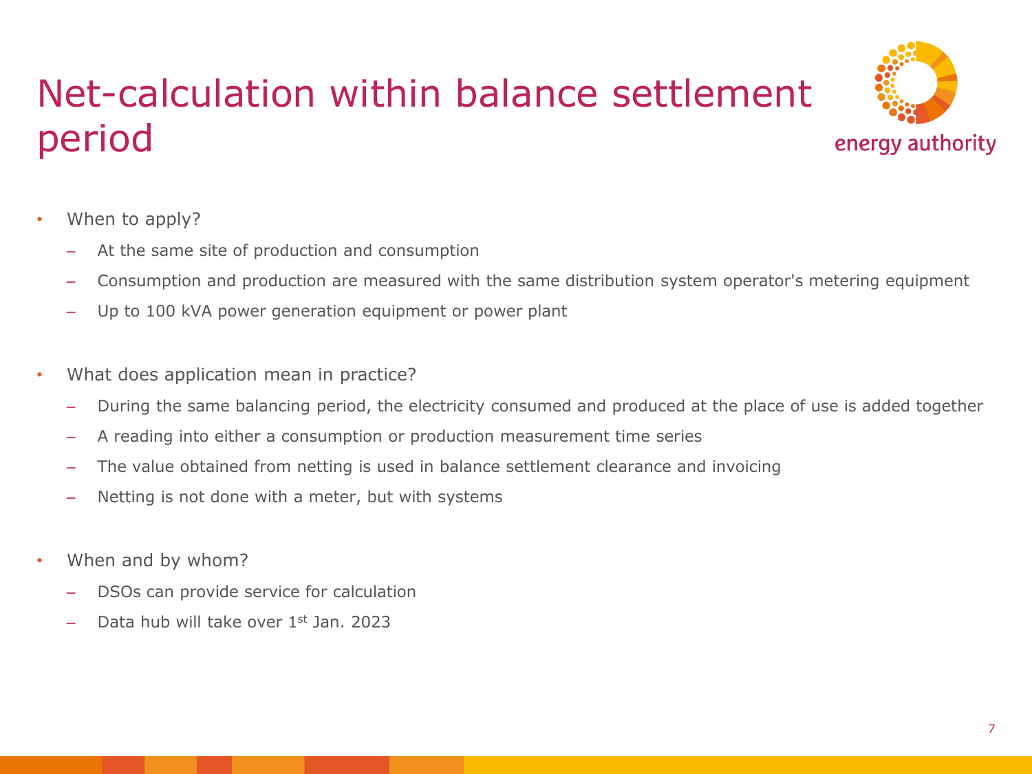# Net-calculation within balance settlement period

- When to apply?
  - At the same site of production and consumption
  - Consumption and production are measured with the same distribution system operator's metering equipment
  - Up to 100 kVA power generation equipment or power plant

- What does application mean in practice?
  - During the same balancing period, the electricity consumed and produced at the place of use is added together
  - A reading into either a consumption or production measurement time series
  - The value obtained from netting is used in balance settlement clearance and invoicing
  - Netting is not done with a meter, but with systems

- When and by whom?
  - DSOs can provide service for calculation
  - Data hub will take over 1st Jan. 2023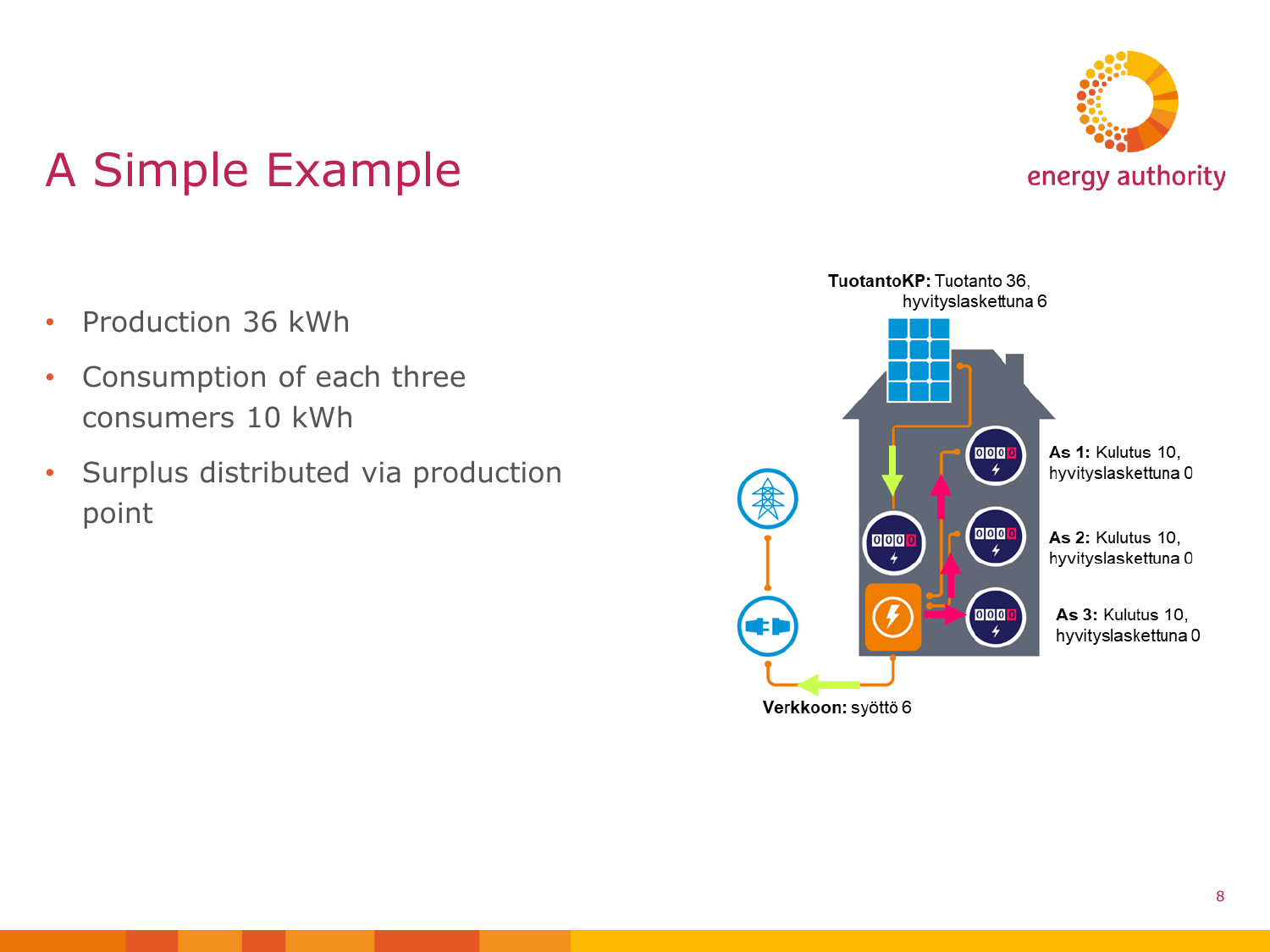# A Simple Example

- Production 36 kWh
- Consumption of each three consumers 10 kWh
- Surplus distributed via production point

**TuotantoKP:** Tuotanto 36, hyvityslaskettuna 6

**As 1:** Kulutus 10, hyvityslaskettuna 0

**As 2:** Kulutus 10, hyvityslaskettuna 0

**As 3:** Kulutus 10, hyvityslaskettuna 0

**Verkkoon:** syöttö 6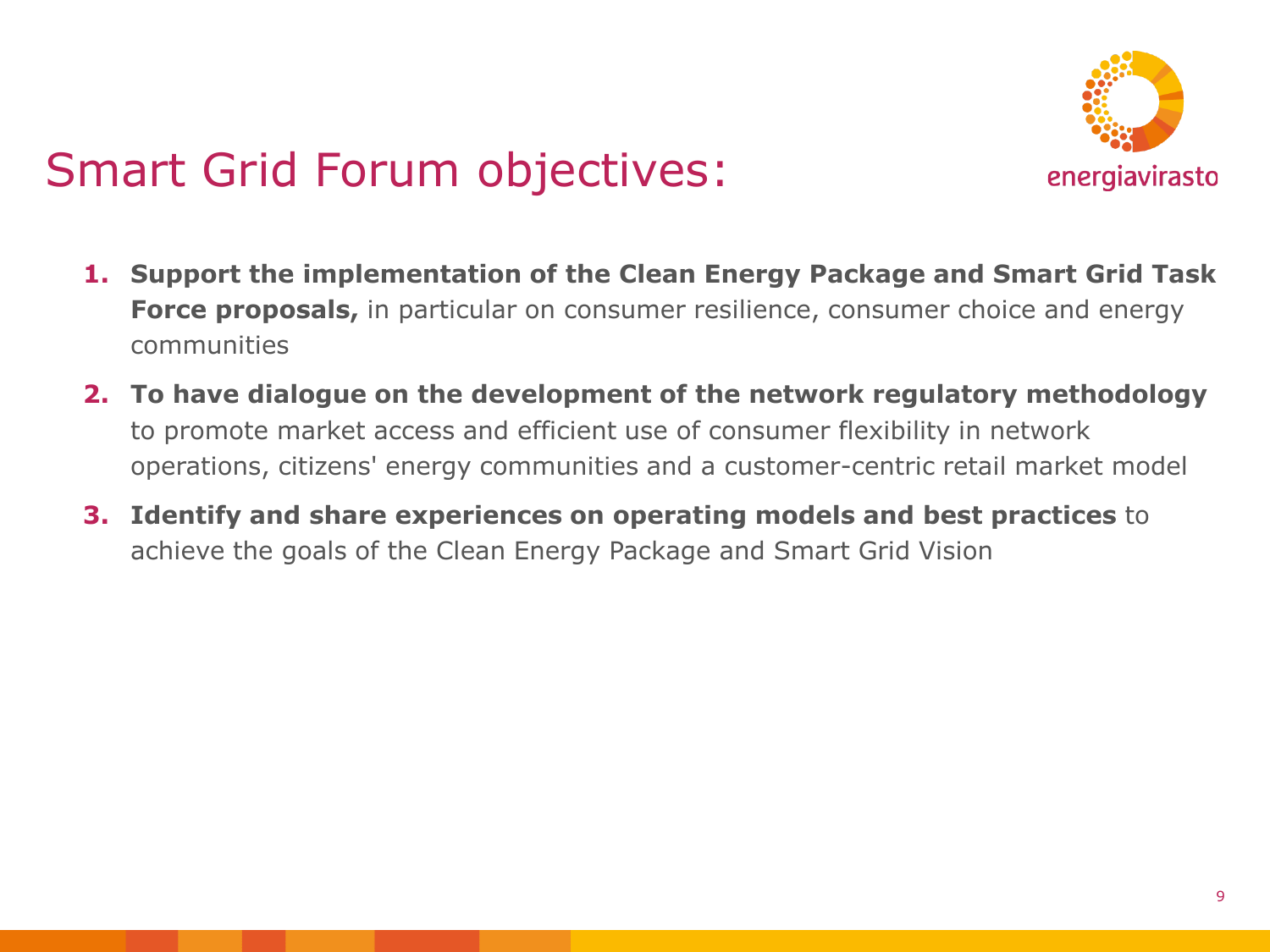# Smart Grid Forum objectives:

1. **Support the implementation of the Clean Energy Package and Smart Grid Task Force proposals,** in particular on consumer resilience, consumer choice and energy communities
2. **To have dialogue on the development of the network regulatory methodology** to promote market access and efficient use of consumer flexibility in network operations, citizens' energy communities and a customer-centric retail market model
3. **Identify and share experiences on operating models and best practices** to achieve the goals of the Clean Energy Package and Smart Grid Vision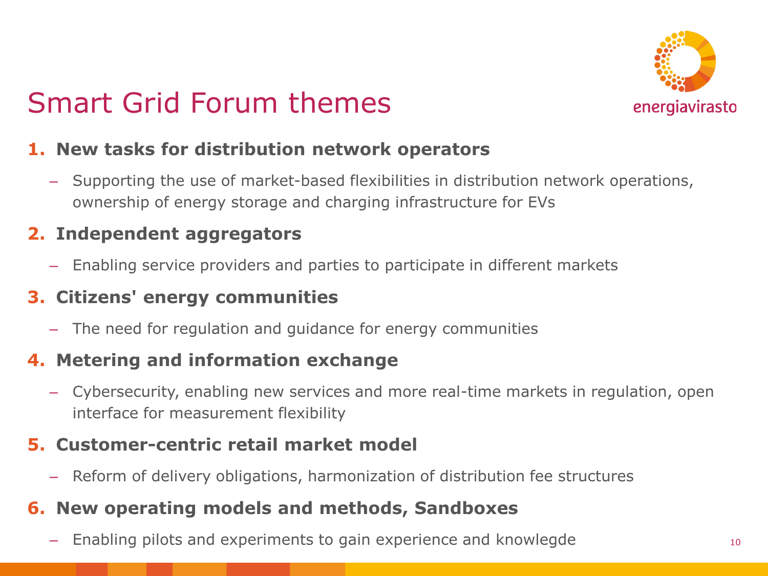# Smart Grid Forum themes

1. **New tasks for distribution network operators**
   - Supporting the use of market-based flexibilities in distribution network operations, ownership of energy storage and charging infrastructure for EVs
2. **Independent aggregators**
   - Enabling service providers and parties to participate in different markets
3. **Citizens' energy communities**
   - The need for regulation and guidance for energy communities
4. **Metering and information exchange**
   - Cybersecurity, enabling new services and more real-time markets in regulation, open interface for measurement flexibility
5. **Customer-centric retail market model**
   - Reform of delivery obligations, harmonization of distribution fee structures
6. **New operating models and methods, Sandboxes**
   - Enabling pilots and experiments to gain experience and knowlegde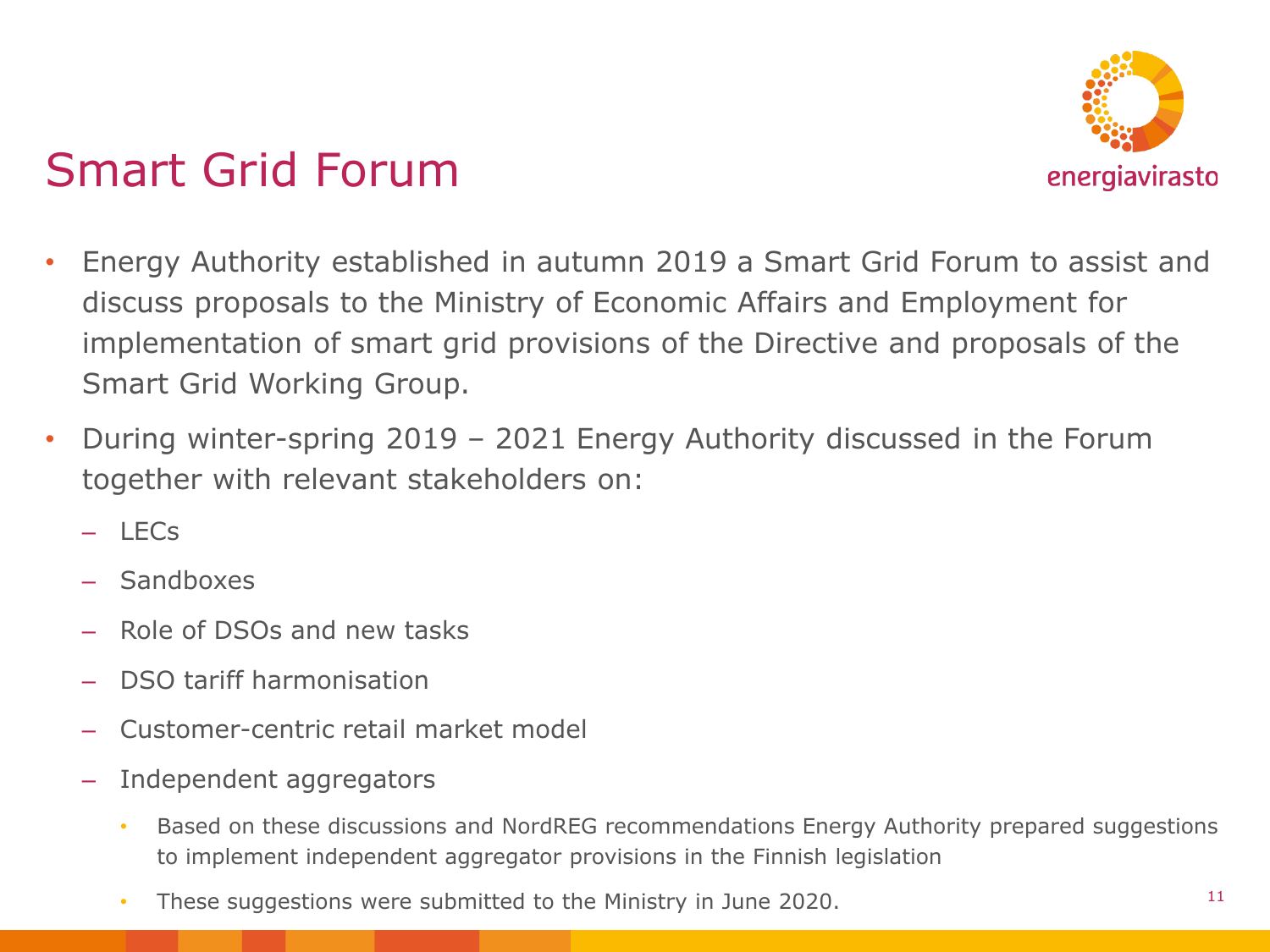# Smart Grid Forum

- Energy Authority established in autumn 2019 a Smart Grid Forum to assist and discuss proposals to the Ministry of Economic Affairs and Employment for implementation of smart grid provisions of the Directive and proposals of the Smart Grid Working Group.
- During winter-spring 2019 – 2021 Energy Authority discussed in the Forum together with relevant stakeholders on:
  - LECs
  - Sandboxes
  - Role of DSOs and new tasks
  - DSO tariff harmonisation
  - Customer-centric retail market model
  - Independent aggregators
    - Based on these discussions and NordREG recommendations Energy Authority prepared suggestions to implement independent aggregator provisions in the Finnish legislation
    - These suggestions were submitted to the Ministry in June 2020.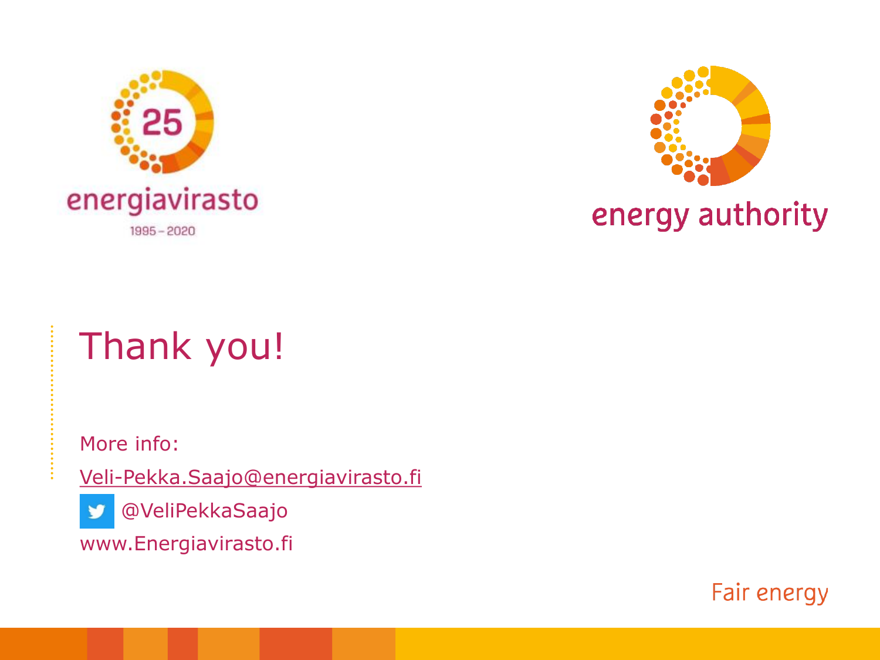energiavirasto

1995 – 2020

energy authority

# Thank you!

More info:

Veli-Pekka.Saajo@energiavirasto.fi

@VeliPekkaSaajo

www.Energiavirasto.fi

Fair energy